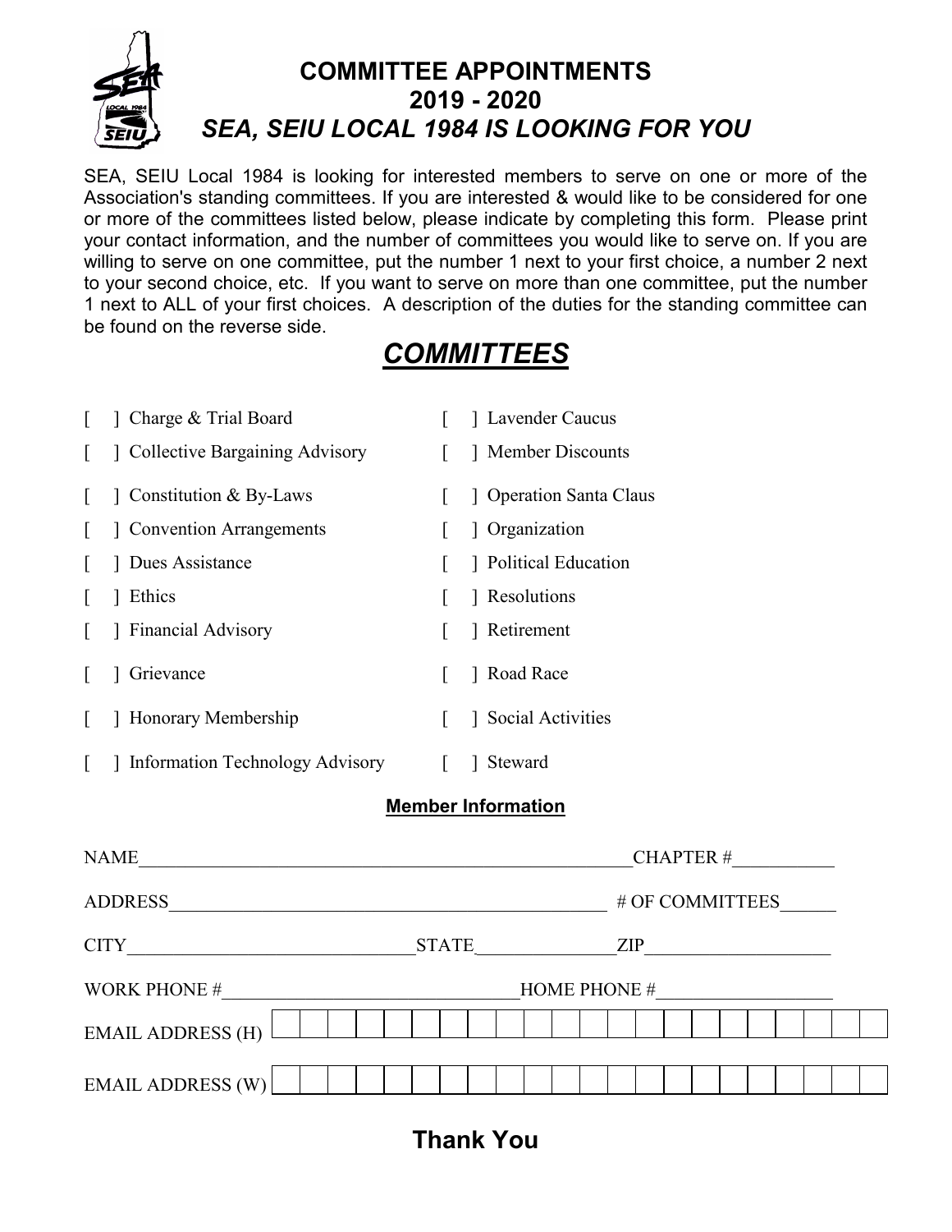# COMMITTEE APPOINTMENTS
# 2019 - 2020
# *SEA, SEIU LOCAL 1984 IS LOOKING FOR YOU*

SEA, SEIU Local 1984 is looking for interested members to serve on one or more of the Association's standing committees. If you are interested & would like to be considered for one or more of the committees listed below, please indicate by completing this form. Please print your contact information, and the number of committees you would like to serve on. If you are willing to serve on one committee, put the number 1 next to your first choice, a number 2 next to your second choice, etc. If you want to serve on more than one committee, put the number 1 next to ALL of your first choices. A description of the duties for the standing committee can be found on the reverse side.

## ***COMMITTEES***

[ ] Charge & Trial Board
[ ] Collective Bargaining Advisory
[ ] Constitution & By-Laws
[ ] Convention Arrangements
[ ] Dues Assistance
[ ] Ethics
[ ] Financial Advisory
[ ] Grievance
[ ] Honorary Membership
[ ] Information Technology Advisory
[ ] Lavender Caucus
[ ] Member Discounts
[ ] Operation Santa Claus
[ ] Organization
[ ] Political Education
[ ] Resolutions
[ ] Retirement
[ ] Road Race
[ ] Social Activities
[ ] Steward

**Member Information**

NAME\_\_\_\_\_\_\_\_\_\_\_\_\_\_\_\_\_\_\_\_\_\_\_\_\_\_\_\_\_\_\_\_\_\_\_\_\_\_\_\_ CHAPTER #\_\_\_\_\_\_\_\_\_\_

ADDRESS\_\_\_\_\_\_\_\_\_\_\_\_\_\_\_\_\_\_\_\_\_\_\_\_\_\_\_\_\_\_\_\_\_\_\_\_ # OF COMMITTEES\_\_\_\_\_\_

CITY\_\_\_\_\_\_\_\_\_\_\_\_\_\_\_\_\_\_\_\_\_\_\_\_ STATE\_\_\_\_\_\_\_\_\_\_\_\_ ZIP\_\_\_\_\_\_\_\_\_\_\_\_\_\_\_\_

WORK PHONE #\_\_\_\_\_\_\_\_\_\_\_\_\_\_\_\_\_\_\_\_\_\_\_\_ HOME PHONE #\_\_\_\_\_\_\_\_\_\_\_\_\_\_\_\_

EMAIL ADDRESS (H)

EMAIL ADDRESS (W)

## Thank You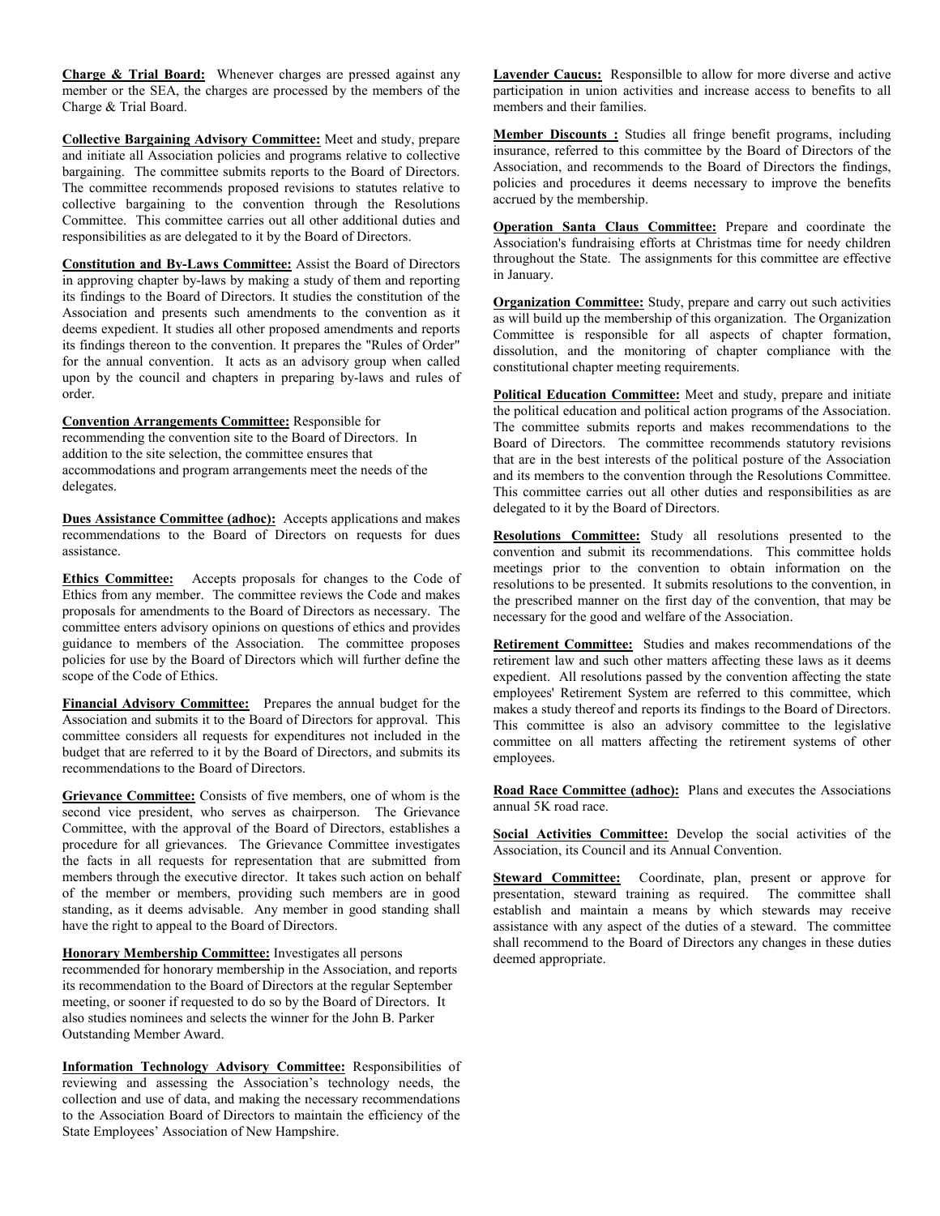**Charge & Trial Board:** Whenever charges are pressed against any member or the SEA, the charges are processed by the members of the Charge & Trial Board.

**Collective Bargaining Advisory Committee:** Meet and study, prepare and initiate all Association policies and programs relative to collective bargaining. The committee submits reports to the Board of Directors. The committee recommends proposed revisions to statutes relative to collective bargaining to the convention through the Resolutions Committee. This committee carries out all other additional duties and responsibilities as are delegated to it by the Board of Directors.

**Constitution and By-Laws Committee:** Assist the Board of Directors in approving chapter by-laws by making a study of them and reporting its findings to the Board of Directors. It studies the constitution of the Association and presents such amendments to the convention as it deems expedient. It studies all other proposed amendments and reports its findings thereon to the convention. It prepares the "Rules of Order" for the annual convention. It acts as an advisory group when called upon by the council and chapters in preparing by-laws and rules of order.

**Convention Arrangements Committee:** Responsible for recommending the convention site to the Board of Directors. In addition to the site selection, the committee ensures that accommodations and program arrangements meet the needs of the delegates.

**Dues Assistance Committee (adhoc):** Accepts applications and makes recommendations to the Board of Directors on requests for dues assistance.

**Ethics Committee:** Accepts proposals for changes to the Code of Ethics from any member. The committee reviews the Code and makes proposals for amendments to the Board of Directors as necessary. The committee enters advisory opinions on questions of ethics and provides guidance to members of the Association. The committee proposes policies for use by the Board of Directors which will further define the scope of the Code of Ethics.

**Financial Advisory Committee:** Prepares the annual budget for the Association and submits it to the Board of Directors for approval. This committee considers all requests for expenditures not included in the budget that are referred to it by the Board of Directors, and submits its recommendations to the Board of Directors.

**Grievance Committee:** Consists of five members, one of whom is the second vice president, who serves as chairperson. The Grievance Committee, with the approval of the Board of Directors, establishes a procedure for all grievances. The Grievance Committee investigates the facts in all requests for representation that are submitted from members through the executive director. It takes such action on behalf of the member or members, providing such members are in good standing, as it deems advisable. Any member in good standing shall have the right to appeal to the Board of Directors.

**Honorary Membership Committee:** Investigates all persons recommended for honorary membership in the Association, and reports its recommendation to the Board of Directors at the regular September meeting, or sooner if requested to do so by the Board of Directors. It also studies nominees and selects the winner for the John B. Parker Outstanding Member Award.

**Information Technology Advisory Committee:** Responsibilities of reviewing and assessing the Association's technology needs, the collection and use of data, and making the necessary recommendations to the Association Board of Directors to maintain the efficiency of the State Employees' Association of New Hampshire.

**Lavender Caucus:** Responsilble to allow for more diverse and active participation in union activities and increase access to benefits to all members and their families.

**Member Discounts :** Studies all fringe benefit programs, including insurance, referred to this committee by the Board of Directors of the Association, and recommends to the Board of Directors the findings, policies and procedures it deems necessary to improve the benefits accrued by the membership.

**Operation Santa Claus Committee:** Prepare and coordinate the Association's fundraising efforts at Christmas time for needy children throughout the State. The assignments for this committee are effective in January.

**Organization Committee:** Study, prepare and carry out such activities as will build up the membership of this organization. The Organization Committee is responsible for all aspects of chapter formation, dissolution, and the monitoring of chapter compliance with the constitutional chapter meeting requirements.

**Political Education Committee:** Meet and study, prepare and initiate the political education and political action programs of the Association. The committee submits reports and makes recommendations to the Board of Directors. The committee recommends statutory revisions that are in the best interests of the political posture of the Association and its members to the convention through the Resolutions Committee. This committee carries out all other duties and responsibilities as are delegated to it by the Board of Directors.

**Resolutions Committee:** Study all resolutions presented to the convention and submit its recommendations. This committee holds meetings prior to the convention to obtain information on the resolutions to be presented. It submits resolutions to the convention, in the prescribed manner on the first day of the convention, that may be necessary for the good and welfare of the Association.

**Retirement Committee:** Studies and makes recommendations of the retirement law and such other matters affecting these laws as it deems expedient. All resolutions passed by the convention affecting the state employees' Retirement System are referred to this committee, which makes a study thereof and reports its findings to the Board of Directors. This committee is also an advisory committee to the legislative committee on all matters affecting the retirement systems of other employees.

**Road Race Committee (adhoc):** Plans and executes the Associations annual 5K road race.

**Social Activities Committee:** Develop the social activities of the Association, its Council and its Annual Convention.

**Steward Committee:** Coordinate, plan, present or approve for presentation, steward training as required. The committee shall establish and maintain a means by which stewards may receive assistance with any aspect of the duties of a steward. The committee shall recommend to the Board of Directors any changes in these duties deemed appropriate.